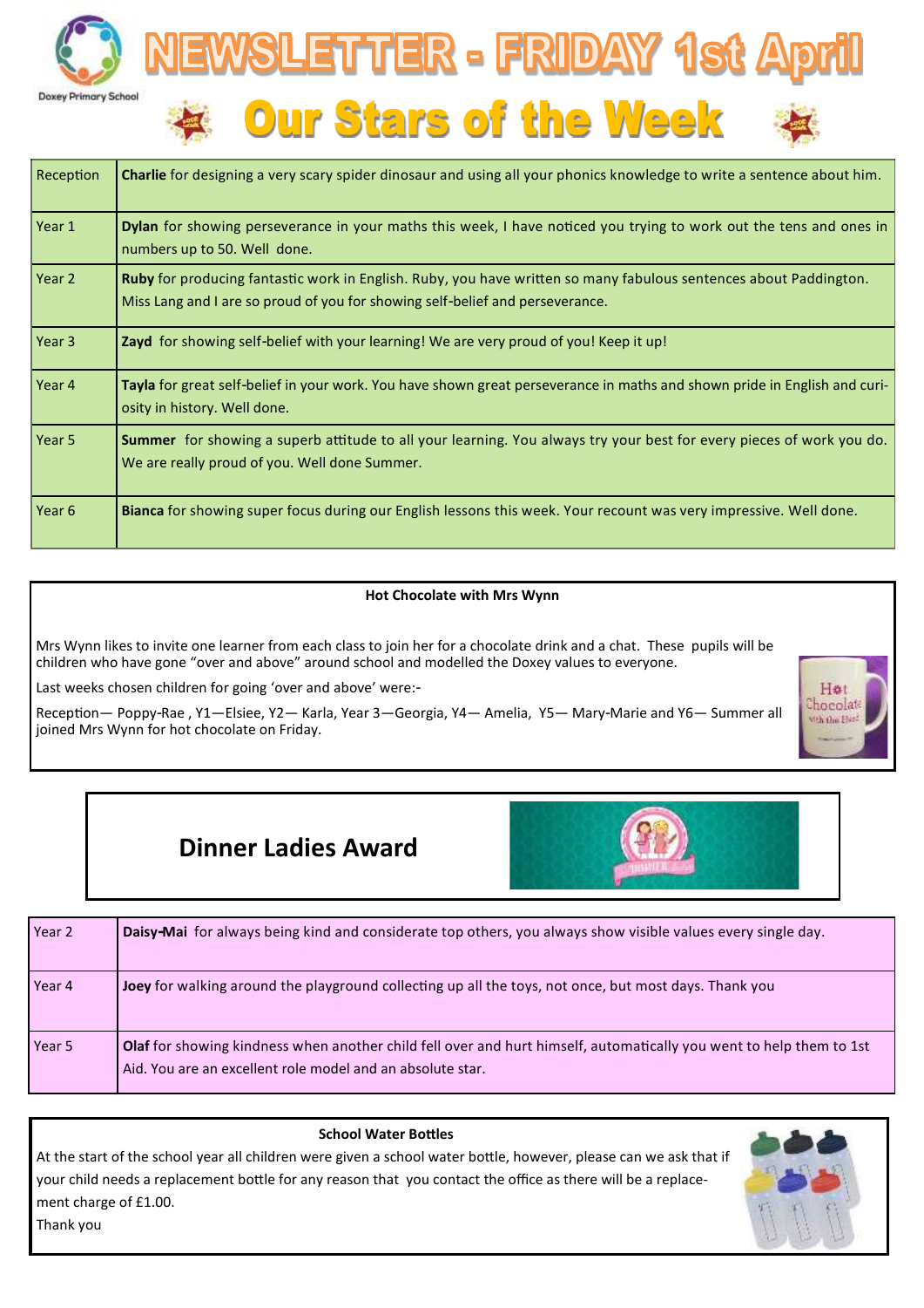Doxey Primary School

# NEWSLETTER - FRIDAY 1st April

## Our Stars of the Week

| | |
|---|---|
| Reception | **Charlie** for designing a very scary spider dinosaur and using all your phonics knowledge to write a sentence about him. |
| Year 1 | **Dylan** for showing perseverance in your maths this week, I have noticed you trying to work out the tens and ones in numbers up to 50. Well done. |
| Year 2 | **Ruby** for producing fantastic work in English. Ruby, you have written so many fabulous sentences about Paddington. Miss Lang and I are so proud of you for showing self-belief and perseverance. |
| Year 3 | **Zayd** for showing self-belief with your learning! We are very proud of you! Keep it up! |
| Year 4 | **Tayla** for great self-belief in your work. You have shown great perseverance in maths and shown pride in English and curiosity in history. Well done. |
| Year 5 | **Summer** for showing a superb attitude to all your learning. You always try your best for every pieces of work you do. We are really proud of you. Well done Summer. |
| Year 6 | **Bianca** for showing super focus during our English lessons this week. Your recount was very impressive. Well done. |

**Hot Chocolate with Mrs Wynn**

Mrs Wynn likes to invite one learner from each class to join her for a chocolate drink and a chat. These pupils will be children who have gone "over and above" around school and modelled the Doxey values to everyone.

Last weeks chosen children for going 'over and above' were:-

Reception— Poppy-Rae , Y1—Elsiee, Y2— Karla, Year 3—Georgia, Y4— Amelia, Y5— Mary-Marie and Y6— Summer all joined Mrs Wynn for hot chocolate on Friday.

## Dinner Ladies Award

| | |
|---|---|
| Year 2 | **Daisy-Mai** for always being kind and considerate top others, you always show visible values every single day. |
| Year 4 | **Joey** for walking around the playground collecting up all the toys, not once, but most days. Thank you |
| Year 5 | **Olaf** for showing kindness when another child fell over and hurt himself, automatically you went to help them to 1st Aid. You are an excellent role model and an absolute star. |

**School Water Bottles**

At the start of the school year all children were given a school water bottle, however, please can we ask that if your child needs a replacement bottle for any reason that you contact the office as there will be a replacement charge of £1.00.

Thank you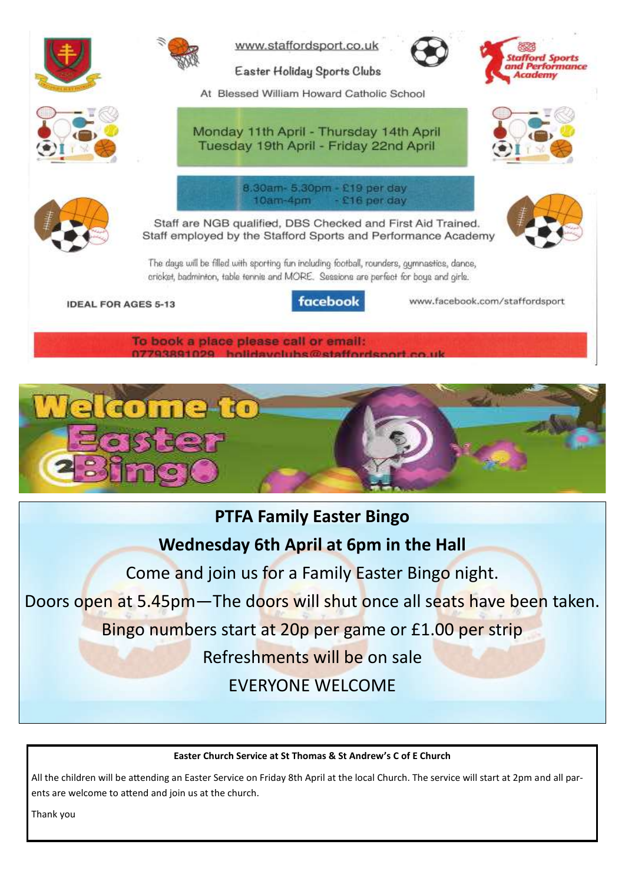www.staffordsport.co.uk

Easter Holiday Sports Clubs

At Blessed William Howard Catholic School

Stafford Sports and Performance Academy

Monday 11th April - Thursday 14th April
Tuesday 19th April - Friday 22nd April

8.30am- 5.30pm - £19 per day
10am-4pm - £16 per day

Staff are NGB qualified, DBS Checked and First Aid Trained.
Staff employed by the Stafford Sports and Performance Academy

The days will be filled with sporting fun including football, rounders, gymnastics, dance, cricket, badminton, table tennis and MORE. Sessions are perfect for boys and girls.

IDEAL FOR AGES 5-13

facebook www.facebook.com/staffordsport

To book a place please call or email:
07793891029 holidayclubs@staffordsport.co.uk

Welcome to Easter Bingo

## PTFA Family Easter Bingo

## Wednesday 6th April at 6pm in the Hall

Come and join us for a Family Easter Bingo night.

Doors open at 5.45pm—The doors will shut once all seats have been taken.

Bingo numbers start at 20p per game or £1.00 per strip

Refreshments will be on sale

EVERYONE WELCOME

**Easter Church Service at St Thomas & St Andrew's C of E Church**

All the children will be attending an Easter Service on Friday 8th April at the local Church. The service will start at 2pm and all parents are welcome to attend and join us at the church.

Thank you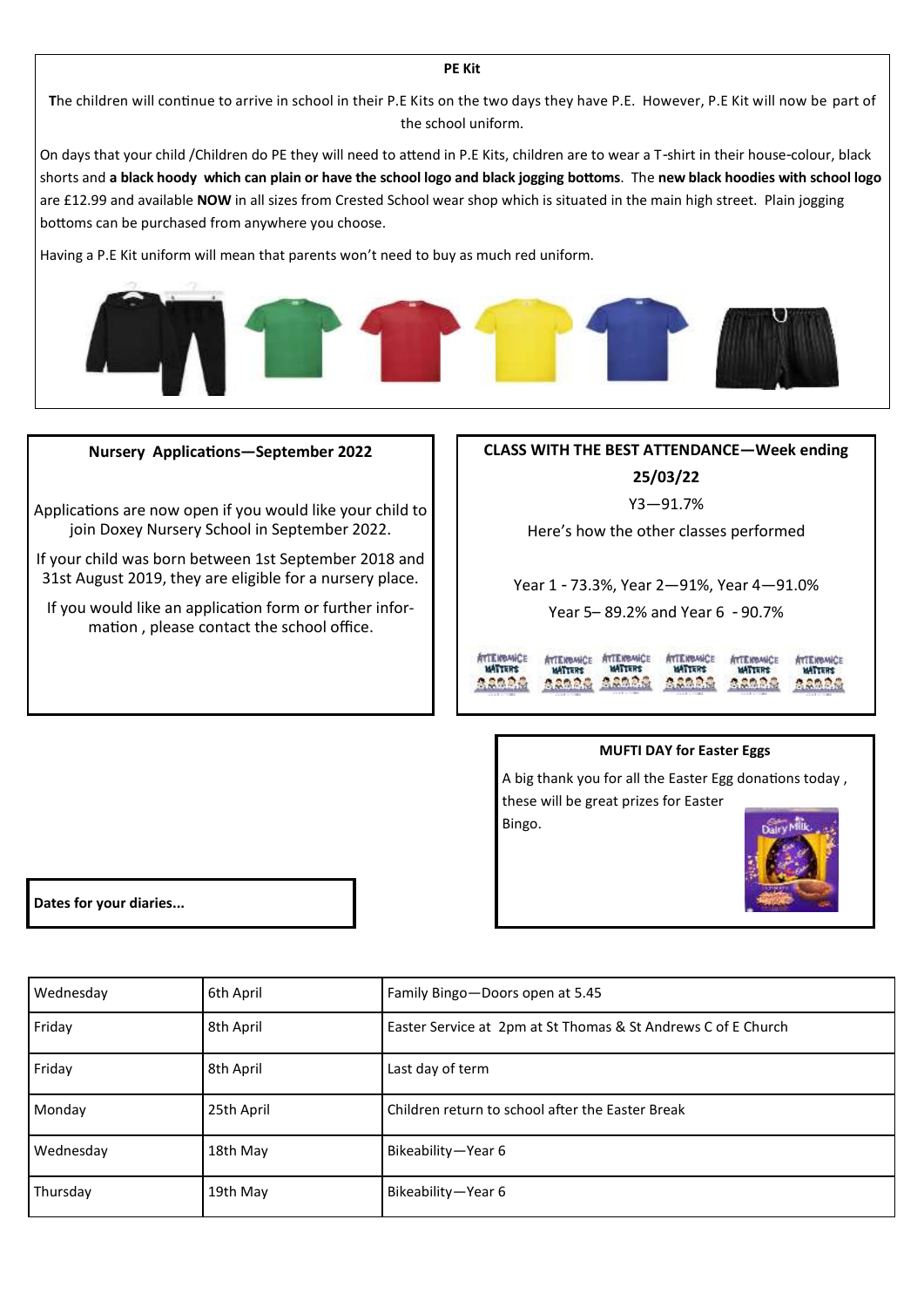### PE Kit

The children will continue to arrive in school in their P.E Kits on the two days they have P.E. However, P.E Kit will now be part of the school uniform.

On days that your child /Children do PE they will need to attend in P.E Kits, children are to wear a T-shirt in their house-colour, black shorts and **a black hoody which can plain or have the school logo and black jogging bottoms**. The **new black hoodies with school logo** are £12.99 and available **NOW** in all sizes from Crested School wear shop which is situated in the main high street. Plain jogging bottoms can be purchased from anywhere you choose.

Having a P.E Kit uniform will mean that parents won't need to buy as much red uniform.

### Nursery Applications—September 2022

Applications are now open if you would like your child to join Doxey Nursery School in September 2022.

If your child was born between 1st September 2018 and 31st August 2019, they are eligible for a nursery place.

If you would like an application form or further information , please contact the school office.

### CLASS WITH THE BEST ATTENDANCE—Week ending 25/03/22

Y3—91.7%

Here's how the other classes performed

Year 1 - 73.3%, Year 2—91%, Year 4—91.0%

Year 5– 89.2% and Year 6 - 90.7%

### MUFTI DAY for Easter Eggs

A big thank you for all the Easter Egg donations today , these will be great prizes for Easter Bingo.

**Dates for your diaries...**

| | | |
|---|---|---|
| Wednesday | 6th April | Family Bingo—Doors open at 5.45 |
| Friday | 8th April | Easter Service at 2pm at St Thomas & St Andrews C of E Church |
| Friday | 8th April | Last day of term |
| Monday | 25th April | Children return to school after the Easter Break |
| Wednesday | 18th May | Bikeability—Year 6 |
| Thursday | 19th May | Bikeability—Year 6 |